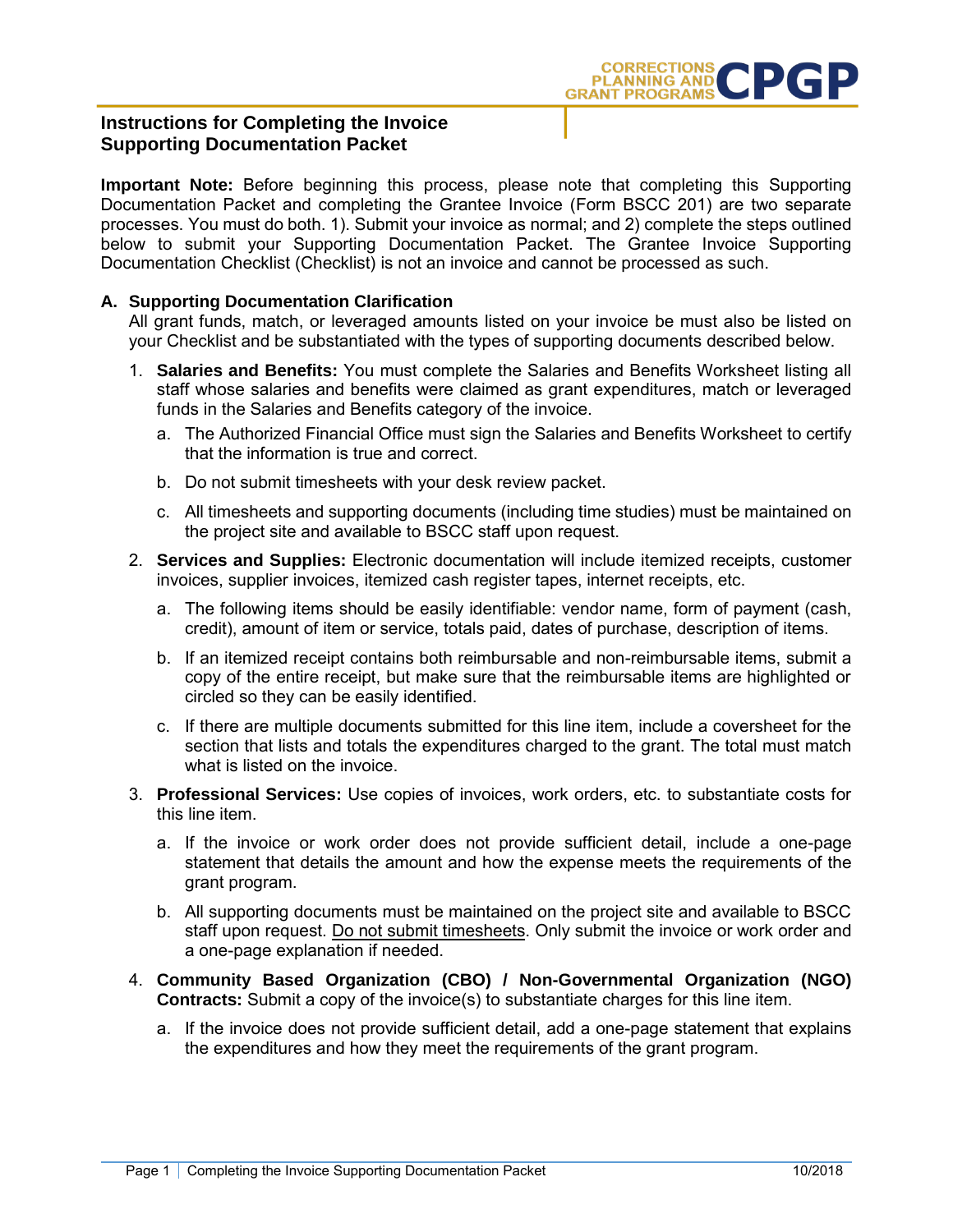# Instructions for Completing the Invoice Supporting Documentation Packet

**Important Note:** Before beginning this process, please note that completing this Supporting Documentation Packet and completing the Grantee Invoice (Form BSCC 201) are two separate processes. You must do both. 1). Submit your invoice as normal; and 2) complete the steps outlined below to submit your Supporting Documentation Packet. The Grantee Invoice Supporting Documentation Checklist (Checklist) is not an invoice and cannot be processed as such.

## A. Supporting Documentation Clarification

All grant funds, match, or leveraged amounts listed on your invoice be must also be listed on your Checklist and be substantiated with the types of supporting documents described below.

1. **Salaries and Benefits:** You must complete the Salaries and Benefits Worksheet listing all staff whose salaries and benefits were claimed as grant expenditures, match or leveraged funds in the Salaries and Benefits category of the invoice.
   a. The Authorized Financial Office must sign the Salaries and Benefits Worksheet to certify that the information is true and correct.
   b. Do not submit timesheets with your desk review packet.
   c. All timesheets and supporting documents (including time studies) must be maintained on the project site and available to BSCC staff upon request.
2. **Services and Supplies:** Electronic documentation will include itemized receipts, customer invoices, supplier invoices, itemized cash register tapes, internet receipts, etc.
   a. The following items should be easily identifiable: vendor name, form of payment (cash, credit), amount of item or service, totals paid, dates of purchase, description of items.
   b. If an itemized receipt contains both reimbursable and non-reimbursable items, submit a copy of the entire receipt, but make sure that the reimbursable items are highlighted or circled so they can be easily identified.
   c. If there are multiple documents submitted for this line item, include a coversheet for the section that lists and totals the expenditures charged to the grant. The total must match what is listed on the invoice.
3. **Professional Services:** Use copies of invoices, work orders, etc. to substantiate costs for this line item.
   a. If the invoice or work order does not provide sufficient detail, include a one-page statement that details the amount and how the expense meets the requirements of the grant program.
   b. All supporting documents must be maintained on the project site and available to BSCC staff upon request. Do not submit timesheets. Only submit the invoice or work order and a one-page explanation if needed.
4. **Community Based Organization (CBO) / Non-Governmental Organization (NGO) Contracts:** Submit a copy of the invoice(s) to substantiate charges for this line item.
   a. If the invoice does not provide sufficient detail, add a one-page statement that explains the expenditures and how they meet the requirements of the grant program.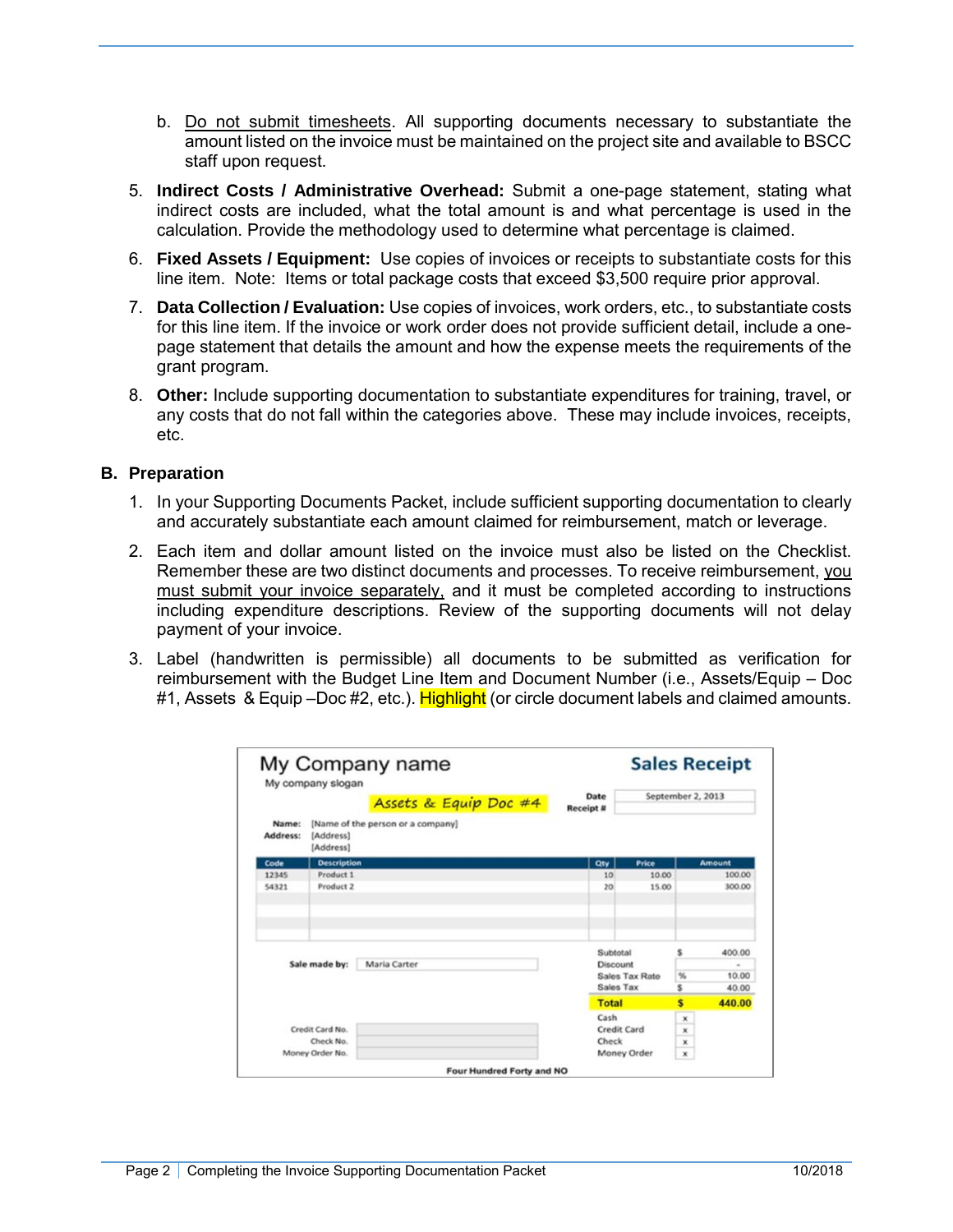b. Do not submit timesheets. All supporting documents necessary to substantiate the amount listed on the invoice must be maintained on the project site and available to BSCC staff upon request.

5. **Indirect Costs / Administrative Overhead:** Submit a one-page statement, stating what indirect costs are included, what the total amount is and what percentage is used in the calculation. Provide the methodology used to determine what percentage is claimed.

6. **Fixed Assets / Equipment:** Use copies of invoices or receipts to substantiate costs for this line item. Note: Items or total package costs that exceed $3,500 require prior approval.

7. **Data Collection / Evaluation:** Use copies of invoices, work orders, etc., to substantiate costs for this line item. If the invoice or work order does not provide sufficient detail, include a one-page statement that details the amount and how the expense meets the requirements of the grant program.

8. **Other:** Include supporting documentation to substantiate expenditures for training, travel, or any costs that do not fall within the categories above. These may include invoices, receipts, etc.

## B. Preparation

1. In your Supporting Documents Packet, include sufficient supporting documentation to clearly and accurately substantiate each amount claimed for reimbursement, match or leverage.

2. Each item and dollar amount listed on the invoice must also be listed on the Checklist. Remember these are two distinct documents and processes. To receive reimbursement, you must submit your invoice separately, and it must be completed according to instructions including expenditure descriptions. Review of the supporting documents will not delay payment of your invoice.

3. Label (handwritten is permissible) all documents to be submitted as verification for reimbursement with the Budget Line Item and Document Number (i.e., Assets/Equip – Doc #1, Assets & Equip –Doc #2, etc.). Highlight (or circle document labels and claimed amounts.

**My Company name** — **Sales Receipt**

My company slogan

*Assets & Equip Doc #4*

Date: September 2, 2013
Receipt #:

Name: [Name of the person or a company]
Address: [Address]
[Address]

| Code | Description | Qty | Price | Amount |
|---|---|---|---|---|
| 12345 | Product 1 | 10 | 10.00 | 100.00 |
| 54321 | Product 2 | 20 | 15.00 | 300.00 |

Sale made by: Maria Carter

| | | |
|---|---|---|
| Subtotal | $ | 400.00 |
| Discount | | - |
| Sales Tax Rate | % | 10.00 |
| Sales Tax | $ | 40.00 |
| **Total** | **$** | **440.00** |

Credit Card No.
Check No.
Money Order No.

Cash x
Credit Card x
Check x
Money Order x

Four Hundred Forty and NO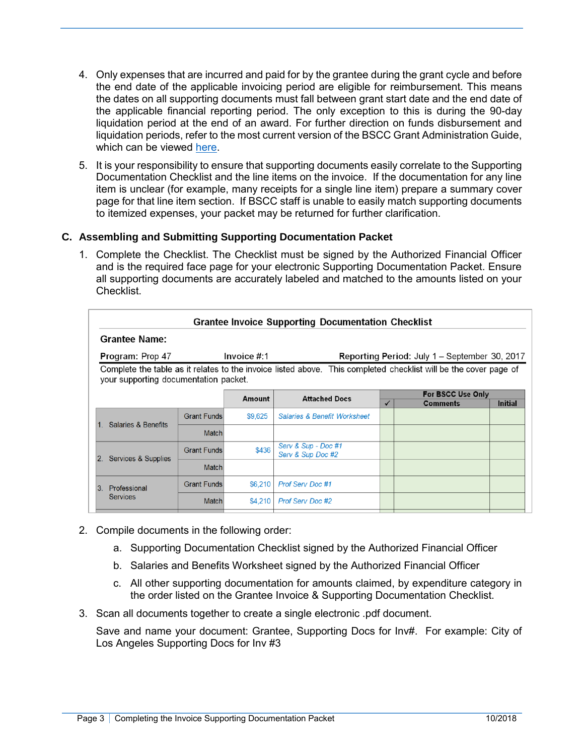4. Only expenses that are incurred and paid for by the grantee during the grant cycle and before the end date of the applicable invoicing period are eligible for reimbursement. This means the dates on all supporting documents must fall between grant start date and the end date of the applicable financial reporting period. The only exception to this is during the 90-day liquidation period at the end of an award. For further direction on funds disbursement and liquidation periods, refer to the most current version of the BSCC Grant Administration Guide, which can be viewed here.

5. It is your responsibility to ensure that supporting documents easily correlate to the Supporting Documentation Checklist and the line items on the invoice. If the documentation for any line item is unclear (for example, many receipts for a single line item) prepare a summary cover page for that line item section. If BSCC staff is unable to easily match supporting documents to itemized expenses, your packet may be returned for further clarification.

## C. Assembling and Submitting Supporting Documentation Packet

1. Complete the Checklist. The Checklist must be signed by the Authorized Financial Officer and is the required face page for your electronic Supporting Documentation Packet. Ensure all supporting documents are accurately labeled and matched to the amounts listed on your Checklist.

**Grantee Invoice Supporting Documentation Checklist**

**Grantee Name:**

**Program:** Prop 47 **Invoice #:**1 **Reporting Period:** July 1 – September 30, 2017

Complete the table as it relates to the invoice listed above. This completed checklist will be the cover page of your supporting documentation packet.

| | | Amount | Attached Docs | For BSCC Use Only | | |
|---|---|---|---|---|---|---|
| | | | | ✓ | Comments | Initial |
| 1. Salaries & Benefits | Grant Funds | $9,625 | *Salaries & Benefit Worksheet* | | | |
| | Match | | | | | |
| 2. Services & Supplies | Grant Funds | $436 | *Serv & Sup - Doc #1*<br>*Serv & Sup Doc #2* | | | |
| | Match | | | | | |
| 3. Professional Services | Grant Funds | $6,210 | *Prof Serv Doc #1* | | | |
| | Match | $4,210 | *Prof Serv Doc #2* | | | |

2. Compile documents in the following order:
   a. Supporting Documentation Checklist signed by the Authorized Financial Officer
   b. Salaries and Benefits Worksheet signed by the Authorized Financial Officer
   c. All other supporting documentation for amounts claimed, by expenditure category in the order listed on the Grantee Invoice & Supporting Documentation Checklist.

3. Scan all documents together to create a single electronic .pdf document.

   Save and name your document: Grantee, Supporting Docs for Inv#. For example: City of Los Angeles Supporting Docs for Inv #3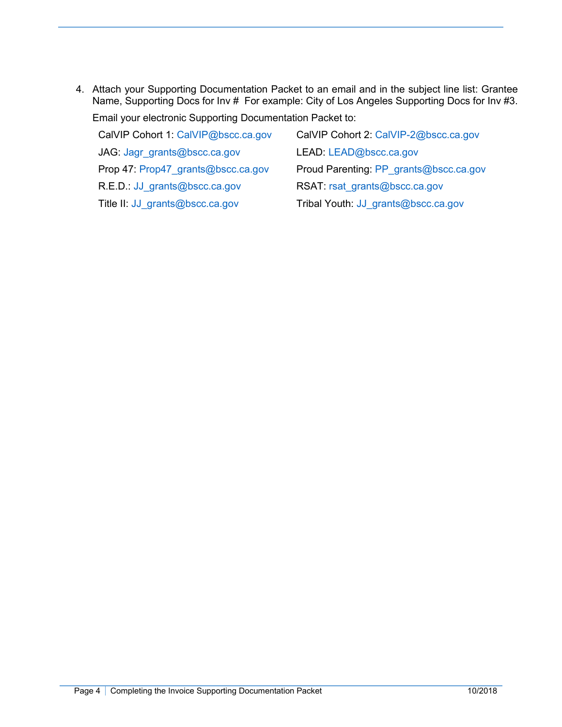4. Attach your Supporting Documentation Packet to an email and in the subject line list: Grantee Name, Supporting Docs for Inv # For example: City of Los Angeles Supporting Docs for Inv #3.

   Email your electronic Supporting Documentation Packet to:

   CalVIP Cohort 1: CalVIP@bscc.ca.gov
   CalVIP Cohort 2: CalVIP-2@bscc.ca.gov
   JAG: Jagr_grants@bscc.ca.gov
   LEAD: LEAD@bscc.ca.gov
   Prop 47: Prop47_grants@bscc.ca.gov
   Proud Parenting: PP_grants@bscc.ca.gov
   R.E.D.: JJ_grants@bscc.ca.gov
   RSAT: rsat_grants@bscc.ca.gov
   Title II: JJ_grants@bscc.ca.gov
   Tribal Youth: JJ_grants@bscc.ca.gov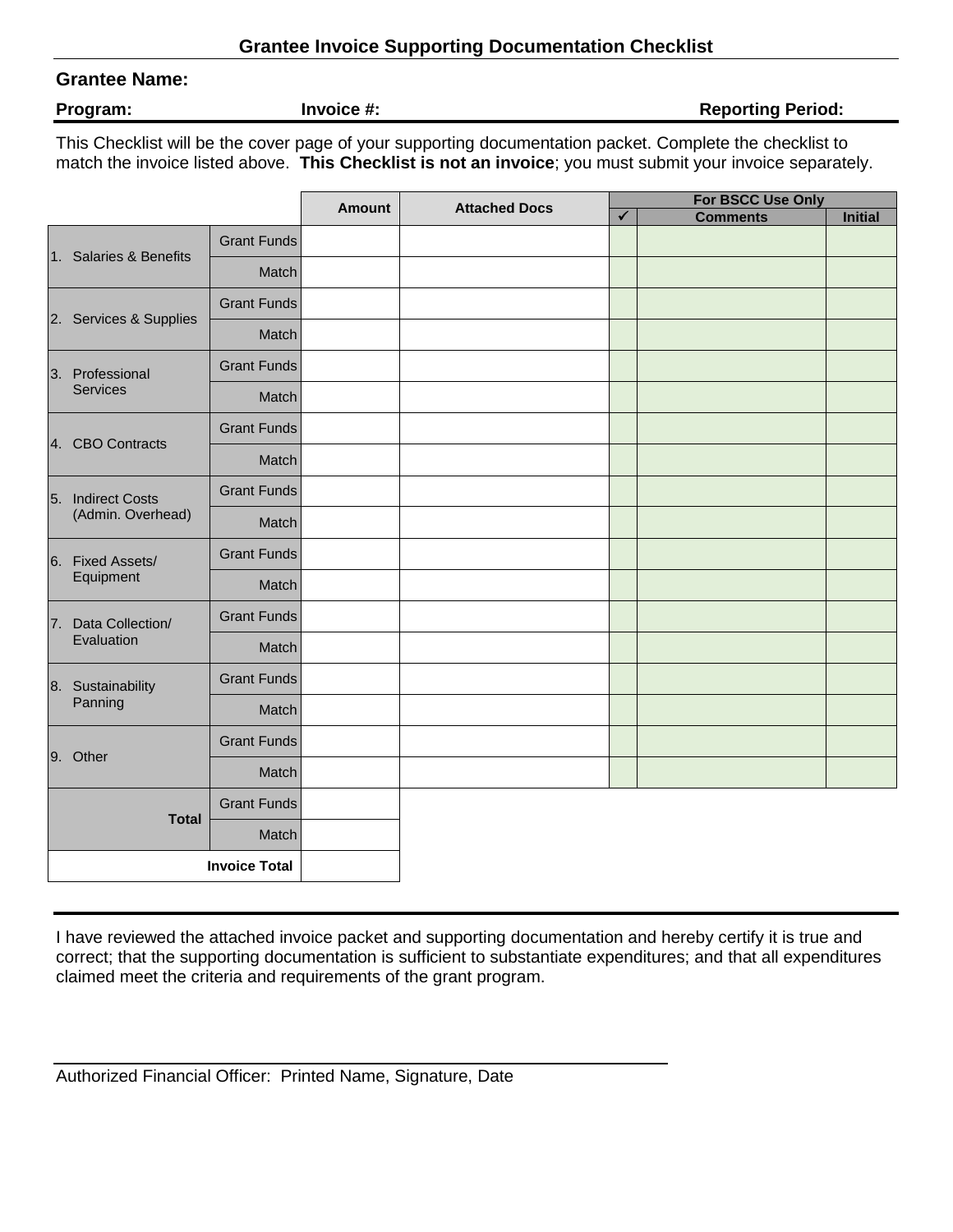## Grantee Invoice Supporting Documentation Checklist

**Grantee Name:**

**Program:** **Invoice #:** **Reporting Period:**

This Checklist will be the cover page of your supporting documentation packet. Complete the checklist to match the invoice listed above. **This Checklist is not an invoice**; you must submit your invoice separately.

| | | Amount | Attached Docs | For BSCC Use Only | | |
|---|---|---|---|---|---|---|
| | | | | ✓ | Comments | Initial |
| 1. Salaries & Benefits | Grant Funds | | | | | |
| | Match | | | | | |
| 2. Services & Supplies | Grant Funds | | | | | |
| | Match | | | | | |
| 3. Professional Services | Grant Funds | | | | | |
| | Match | | | | | |
| 4. CBO Contracts | Grant Funds | | | | | |
| | Match | | | | | |
| 5. Indirect Costs (Admin. Overhead) | Grant Funds | | | | | |
| | Match | | | | | |
| 6. Fixed Assets/ Equipment | Grant Funds | | | | | |
| | Match | | | | | |
| 7. Data Collection/ Evaluation | Grant Funds | | | | | |
| | Match | | | | | |
| 8. Sustainability Panning | Grant Funds | | | | | |
| | Match | | | | | |
| 9. Other | Grant Funds | | | | | |
| | Match | | | | | |
| **Total** | Grant Funds | | | | | |
| | Match | | | | | |
| **Invoice Total** | | | | | | |

I have reviewed the attached invoice packet and supporting documentation and hereby certify it is true and correct; that the supporting documentation is sufficient to substantiate expenditures; and that all expenditures claimed meet the criteria and requirements of the grant program.

Authorized Financial Officer: Printed Name, Signature, Date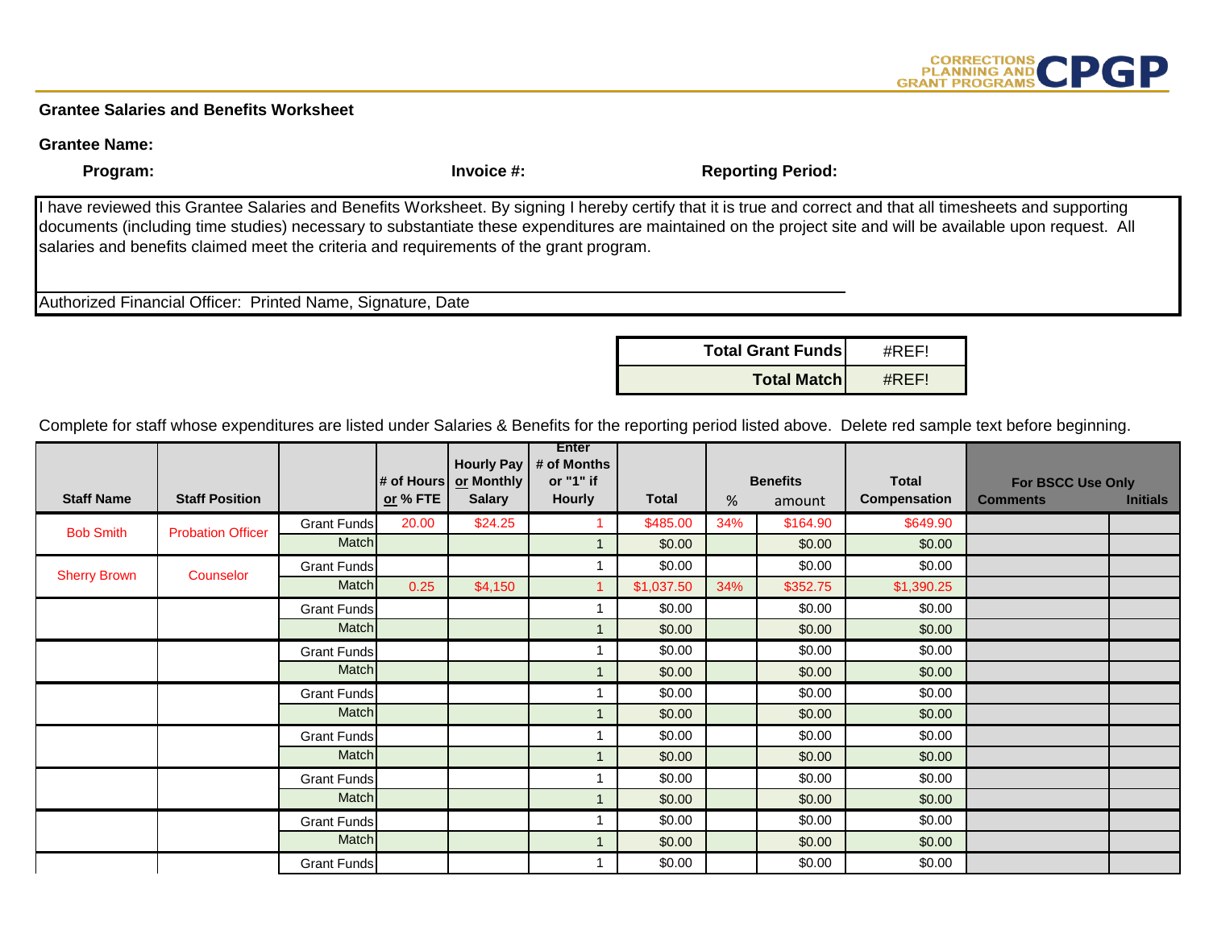CORRECTIONS PLANNING AND GRANT PROGRAMS CPGP

## Grantee Salaries and Benefits Worksheet

**Grantee Name:**

**Program:** **Invoice #:** **Reporting Period:**

I have reviewed this Grantee Salaries and Benefits Worksheet. By signing I hereby certify that it is true and correct and that all timesheets and supporting documents (including time studies) necessary to substantiate these expenditures are maintained on the project site and will be available upon request. All salaries and benefits claimed meet the criteria and requirements of the grant program.

Authorized Financial Officer: Printed Name, Signature, Date

| | |
|---|---|
| **Total Grant Funds** | #REF! |
| **Total Match** | #REF! |

Complete for staff whose expenditures are listed under Salaries & Benefits for the reporting period listed above. Delete red sample text before beginning.

| Staff Name | Staff Position | | # of Hours or % FTE | Hourly Pay or Monthly Salary | Enter # of Months or "1" if Hourly | Total | Benefits % | Benefits amount | Total Compensation | For BSCC Use Only Comments | Initials |
|---|---|---|---|---|---|---|---|---|---|---|---|
| Bob Smith | Probation Officer | Grant Funds | 20.00 | $24.25 | 1 | $485.00 | 34% | $164.90 | $649.90 | | |
| | | Match | | | 1 | $0.00 | | $0.00 | $0.00 | | |
| Sherry Brown | Counselor | Grant Funds | | | 1 | $0.00 | | $0.00 | $0.00 | | |
| | | Match | 0.25 | $4,150 | 1 | $1,037.50 | 34% | $352.75 | $1,390.25 | | |
| | | Grant Funds | | | 1 | $0.00 | | $0.00 | $0.00 | | |
| | | Match | | | 1 | $0.00 | | $0.00 | $0.00 | | |
| | | Grant Funds | | | 1 | $0.00 | | $0.00 | $0.00 | | |
| | | Match | | | 1 | $0.00 | | $0.00 | $0.00 | | |
| | | Grant Funds | | | 1 | $0.00 | | $0.00 | $0.00 | | |
| | | Match | | | 1 | $0.00 | | $0.00 | $0.00 | | |
| | | Grant Funds | | | 1 | $0.00 | | $0.00 | $0.00 | | |
| | | Match | | | 1 | $0.00 | | $0.00 | $0.00 | | |
| | | Grant Funds | | | 1 | $0.00 | | $0.00 | $0.00 | | |
| | | Match | | | 1 | $0.00 | | $0.00 | $0.00 | | |
| | | Grant Funds | | | 1 | $0.00 | | $0.00 | $0.00 | | |
| | | Match | | | 1 | $0.00 | | $0.00 | $0.00 | | |
| | | Grant Funds | | | 1 | $0.00 | | $0.00 | $0.00 | | |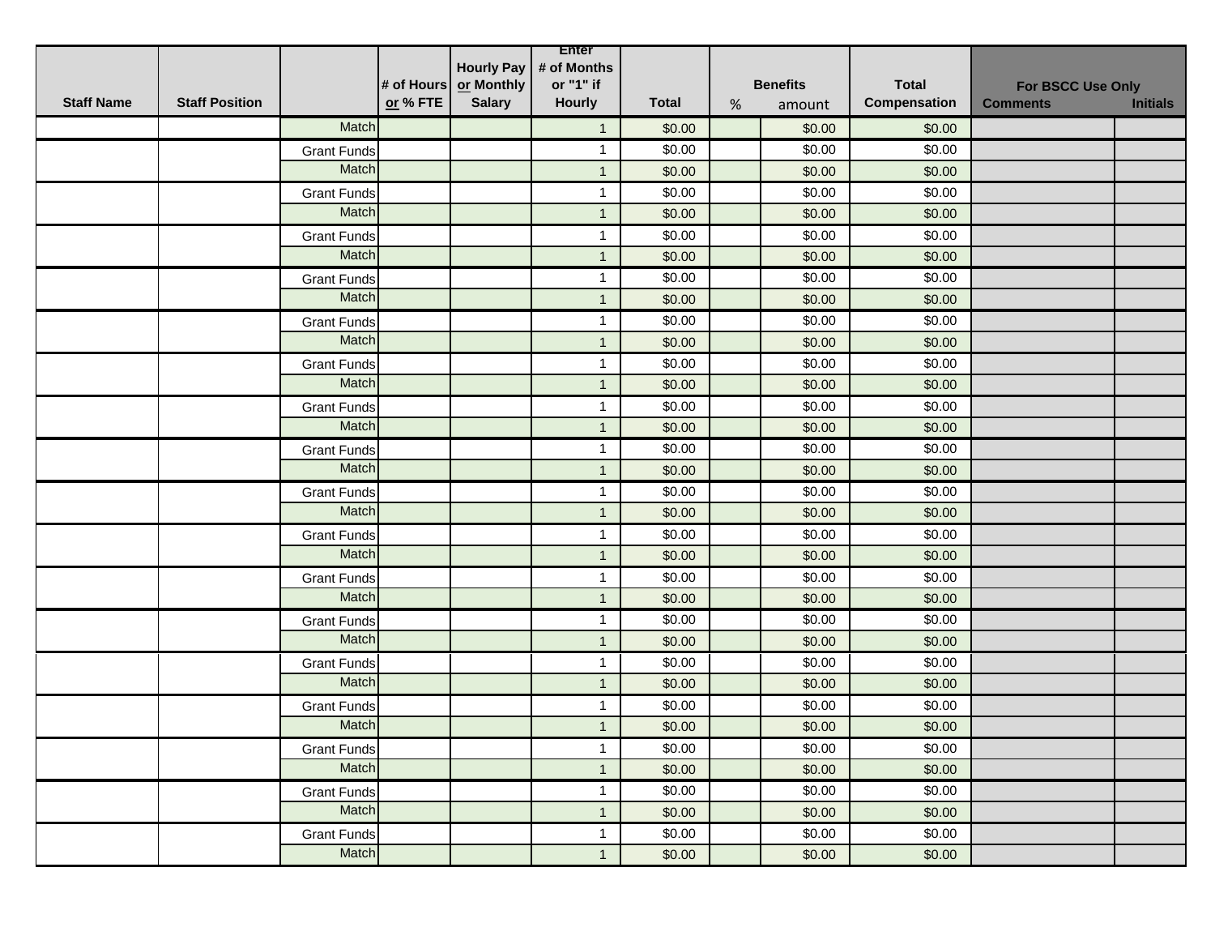| Staff Name | Staff Position | | # of Hours or % FTE | Hourly Pay or Monthly Salary | Enter # of Months or "1" if Hourly | Total | Benefits % | Benefits amount | Total Compensation | For BSCC Use Only Comments | Initials |
|---|---|---|---|---|---|---|---|---|---|---|---|
| | | Match | | | 1 | $0.00 | | $0.00 | $0.00 | | |
| | | Grant Funds | | | 1 | $0.00 | | $0.00 | $0.00 | | |
| | | Match | | | 1 | $0.00 | | $0.00 | $0.00 | | |
| | | Grant Funds | | | 1 | $0.00 | | $0.00 | $0.00 | | |
| | | Match | | | 1 | $0.00 | | $0.00 | $0.00 | | |
| | | Grant Funds | | | 1 | $0.00 | | $0.00 | $0.00 | | |
| | | Match | | | 1 | $0.00 | | $0.00 | $0.00 | | |
| | | Grant Funds | | | 1 | $0.00 | | $0.00 | $0.00 | | |
| | | Match | | | 1 | $0.00 | | $0.00 | $0.00 | | |
| | | Grant Funds | | | 1 | $0.00 | | $0.00 | $0.00 | | |
| | | Match | | | 1 | $0.00 | | $0.00 | $0.00 | | |
| | | Grant Funds | | | 1 | $0.00 | | $0.00 | $0.00 | | |
| | | Match | | | 1 | $0.00 | | $0.00 | $0.00 | | |
| | | Grant Funds | | | 1 | $0.00 | | $0.00 | $0.00 | | |
| | | Match | | | 1 | $0.00 | | $0.00 | $0.00 | | |
| | | Grant Funds | | | 1 | $0.00 | | $0.00 | $0.00 | | |
| | | Match | | | 1 | $0.00 | | $0.00 | $0.00 | | |
| | | Grant Funds | | | 1 | $0.00 | | $0.00 | $0.00 | | |
| | | Match | | | 1 | $0.00 | | $0.00 | $0.00 | | |
| | | Grant Funds | | | 1 | $0.00 | | $0.00 | $0.00 | | |
| | | Match | | | 1 | $0.00 | | $0.00 | $0.00 | | |
| | | Grant Funds | | | 1 | $0.00 | | $0.00 | $0.00 | | |
| | | Match | | | 1 | $0.00 | | $0.00 | $0.00 | | |
| | | Grant Funds | | | 1 | $0.00 | | $0.00 | $0.00 | | |
| | | Match | | | 1 | $0.00 | | $0.00 | $0.00 | | |
| | | Grant Funds | | | 1 | $0.00 | | $0.00 | $0.00 | | |
| | | Match | | | 1 | $0.00 | | $0.00 | $0.00 | | |
| | | Grant Funds | | | 1 | $0.00 | | $0.00 | $0.00 | | |
| | | Match | | | 1 | $0.00 | | $0.00 | $0.00 | | |
| | | Grant Funds | | | 1 | $0.00 | | $0.00 | $0.00 | | |
| | | Match | | | 1 | $0.00 | | $0.00 | $0.00 | | |
| | | Grant Funds | | | 1 | $0.00 | | $0.00 | $0.00 | | |
| | | Match | | | 1 | $0.00 | | $0.00 | $0.00 | | |
| | | Grant Funds | | | 1 | $0.00 | | $0.00 | $0.00 | | |
| | | Match | | | 1 | $0.00 | | $0.00 | $0.00 | | |